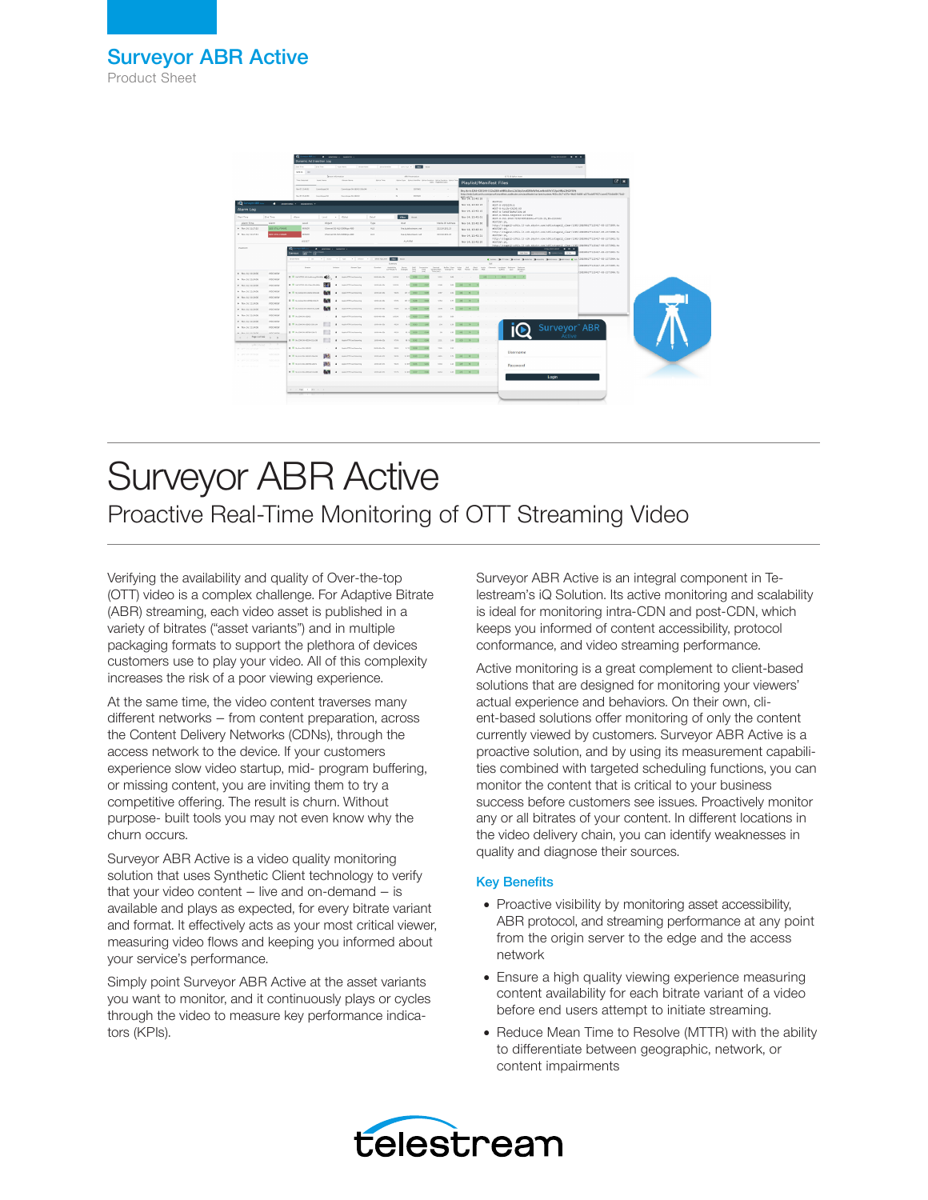# Surveyor ABR Active

Product Sheet

# Surveyor ABR Active

## Proactive Real-Time Monitoring of OTT Streaming Video

Verifying the availability and quality of Over-the-top (OTT) video is a complex challenge. For Adaptive Bitrate (ABR) streaming, each video asset is published in a variety of bitrates ("asset variants") and in multiple packaging formats to support the plethora of devices customers use to play your video. All of this complexity increases the risk of a poor viewing experience.

At the same time, the video content traverses many different networks – from content preparation, across the Content Delivery Networks (CDNs), through the access network to the device. If your customers experience slow video startup, mid- program buffering, or missing content, you are inviting them to try a competitive offering. The result is churn. Without purpose- built tools you may not even know why the churn occurs.

Surveyor ABR Active is a video quality monitoring solution that uses Synthetic Client technology to verify that your video content – live and on-demand – is available and plays as expected, for every bitrate variant and format. It effectively acts as your most critical viewer, measuring video flows and keeping you informed about your service's performance.

Simply point Surveyor ABR Active at the asset variants you want to monitor, and it continuously plays or cycles through the video to measure key performance indicators (KPIs).

Surveyor ABR Active is an integral component in Telestream's iQ Solution. Its active monitoring and scalability is ideal for monitoring intra-CDN and post-CDN, which keeps you informed of content accessibility, protocol conformance, and video streaming performance.

Active monitoring is a great complement to client-based solutions that are designed for monitoring your viewers' actual experience and behaviors. On their own, client-based solutions offer monitoring of only the content currently viewed by customers. Surveyor ABR Active is a proactive solution, and by using its measurement capabilities combined with targeted scheduling functions, you can monitor the content that is critical to your business success before customers see issues. Proactively monitor any or all bitrates of your content. In different locations in the video delivery chain, you can identify weaknesses in quality and diagnose their sources.

### Key Benefits

- Proactive visibility by monitoring asset accessibility, ABR protocol, and streaming performance at any point from the origin server to the edge and the access network
- Ensure a high quality viewing experience measuring content availability for each bitrate variant of a video before end users attempt to initiate streaming.
- Reduce Mean Time to Resolve (MTTR) with the ability to differentiate between geographic, network, or content impairments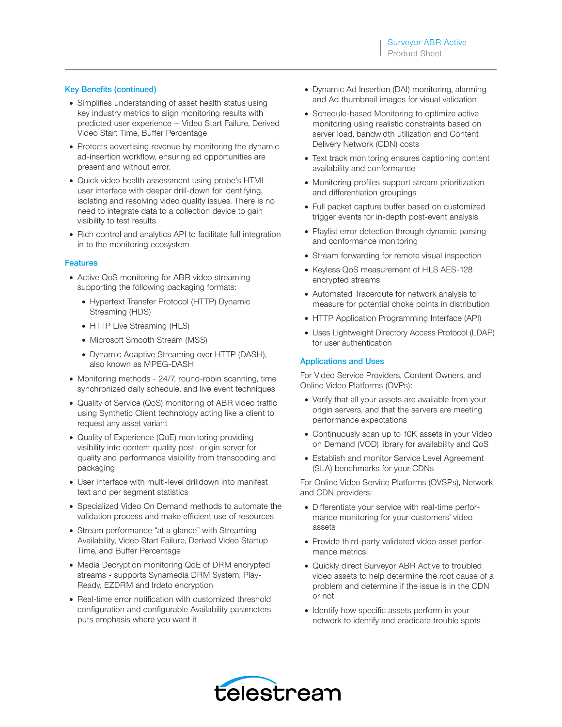## Key Benefits (continued)

- Simplifies understanding of asset health status using key industry metrics to align monitoring results with predicted user experience – Video Start Failure, Derived Video Start Time, Buffer Percentage
- Protects advertising revenue by monitoring the dynamic ad-insertion workflow, ensuring ad opportunities are present and without error.
- Quick video health assessment using probe's HTML user interface with deeper drill-down for identifying, isolating and resolving video quality issues. There is no need to integrate data to a collection device to gain visibility to test results
- Rich control and analytics API to facilitate full integration in to the monitoring ecosystem

## Features

- Active QoS monitoring for ABR video streaming supporting the following packaging formats:
  - Hypertext Transfer Protocol (HTTP) Dynamic Streaming (HDS)
  - HTTP Live Streaming (HLS)
  - Microsoft Smooth Stream (MSS)
  - Dynamic Adaptive Streaming over HTTP (DASH), also known as MPEG-DASH
- Monitoring methods - 24/7, round-robin scanning, time synchronized daily schedule, and live event techniques
- Quality of Service (QoS) monitoring of ABR video traffic using Synthetic Client technology acting like a client to request any asset variant
- Quality of Experience (QoE) monitoring providing visibility into content quality post- origin server for quality and performance visibility from transcoding and packaging
- User interface with multi-level drilldown into manifest text and per segment statistics
- Specialized Video On Demand methods to automate the validation process and make efficient use of resources
- Stream performance "at a glance" with Streaming Availability, Video Start Failure, Derived Video Startup Time, and Buffer Percentage
- Media Decryption monitoring QoE of DRM encrypted streams - supports Synamedia DRM System, Play-Ready, EZDRM and Irdeto encryption
- Real-time error notification with customized threshold configuration and configurable Availability parameters puts emphasis where you want it
- Dynamic Ad Insertion (DAI) monitoring, alarming and Ad thumbnail images for visual validation
- Schedule-based Monitoring to optimize active monitoring using realistic constraints based on server load, bandwidth utilization and Content Delivery Network (CDN) costs
- Text track monitoring ensures captioning content availability and conformance
- Monitoring profiles support stream prioritization and differentiation groupings
- Full packet capture buffer based on customized trigger events for in-depth post-event analysis
- Playlist error detection through dynamic parsing and conformance monitoring
- Stream forwarding for remote visual inspection
- Keyless QoS measurement of HLS AES-128 encrypted streams
- Automated Traceroute for network analysis to measure for potential choke points in distribution
- HTTP Application Programming Interface (API)
- Uses Lightweight Directory Access Protocol (LDAP) for user authentication

## Applications and Uses

For Video Service Providers, Content Owners, and Online Video Platforms (OVPs):

- Verify that all your assets are available from your origin servers, and that the servers are meeting performance expectations
- Continuously scan up to 10K assets in your Video on Demand (VOD) library for availability and QoS
- Establish and monitor Service Level Agreement (SLA) benchmarks for your CDNs

For Online Video Service Platforms (OVSPs), Network and CDN providers:

- Differentiate your service with real-time performance monitoring for your customers' video assets
- Provide third-party validated video asset performance metrics
- Quickly direct Surveyor ABR Active to troubled video assets to help determine the root cause of a problem and determine if the issue is in the CDN or not
- Identify how specific assets perform in your network to identify and eradicate trouble spots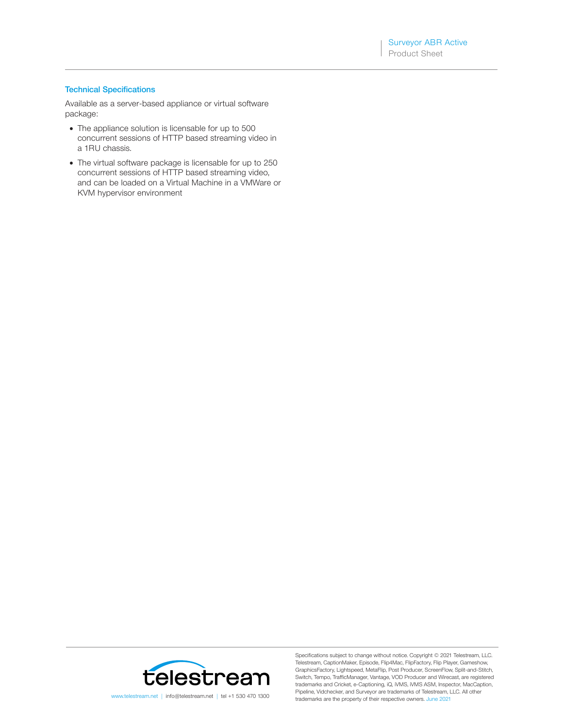## Technical Specifications

Available as a server-based appliance or virtual software package:

- The appliance solution is licensable for up to 500 concurrent sessions of HTTP based streaming video in a 1RU chassis.
- The virtual software package is licensable for up to 250 concurrent sessions of HTTP based streaming video, and can be loaded on a Virtual Machine in a VMWare or KVM hypervisor environment

www.telestream.net | info@telestream.net | tel +1 530 470 1300

Specifications subject to change without notice. Copyright © 2021 Telestream, LLC. Telestream, CaptionMaker, Episode, Flip4Mac, FlipFactory, Flip Player, Gameshow, GraphicsFactory, Lightspeed, MetaFlip, Post Producer, ScreenFlow, Split-and-Stitch, Switch, Tempo, TrafficManager, Vantage, VOD Producer and Wirecast, are registered trademarks and Cricket, e-Captioning, iQ, iVMS, iVMS ASM, Inspector, MacCaption, Pipeline, Vidchecker, and Surveyor are trademarks of Telestream, LLC. All other trademarks are the property of their respective owners. June 2021